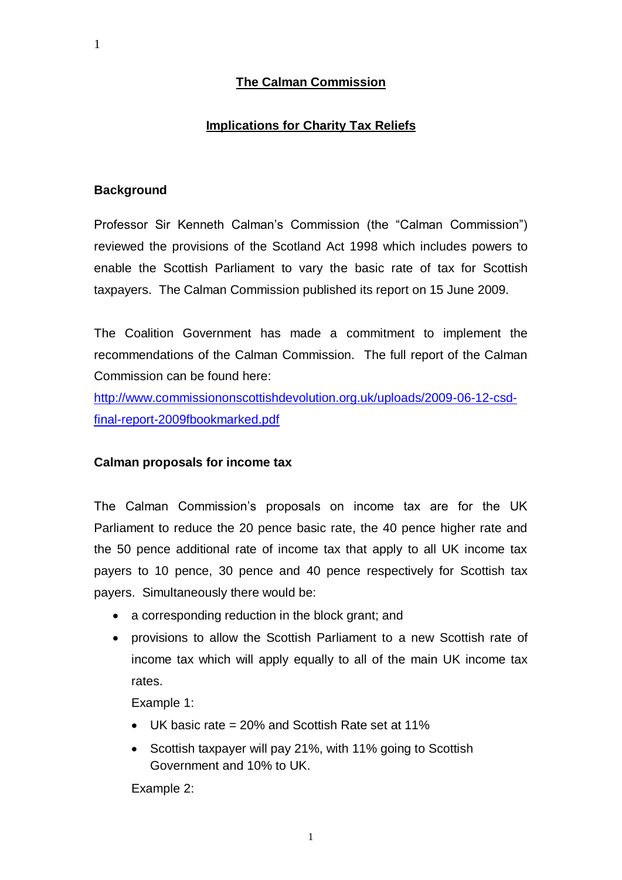# The Calman Commission

## Implications for Charity Tax Reliefs

### Background

Professor Sir Kenneth Calman's Commission (the "Calman Commission") reviewed the provisions of the Scotland Act 1998 which includes powers to enable the Scottish Parliament to vary the basic rate of tax for Scottish taxpayers. The Calman Commission published its report on 15 June 2009.

The Coalition Government has made a commitment to implement the recommendations of the Calman Commission. The full report of the Calman Commission can be found here:
[http://www.commissiononscottishdevolution.org.uk/uploads/2009-06-12-csd-final-report-2009fbookmarked.pdf](http://www.commissiononscottishdevolution.org.uk/uploads/2009-06-12-csd-final-report-2009fbookmarked.pdf)

### Calman proposals for income tax

The Calman Commission's proposals on income tax are for the UK Parliament to reduce the 20 pence basic rate, the 40 pence higher rate and the 50 pence additional rate of income tax that apply to all UK income tax payers to 10 pence, 30 pence and 40 pence respectively for Scottish tax payers. Simultaneously there would be:

- a corresponding reduction in the block grant; and
- provisions to allow the Scottish Parliament to a new Scottish rate of income tax which will apply equally to all of the main UK income tax rates.

  Example 1:

  - UK basic rate = 20% and Scottish Rate set at 11%
  - Scottish taxpayer will pay 21%, with 11% going to Scottish Government and 10% to UK.

  Example 2: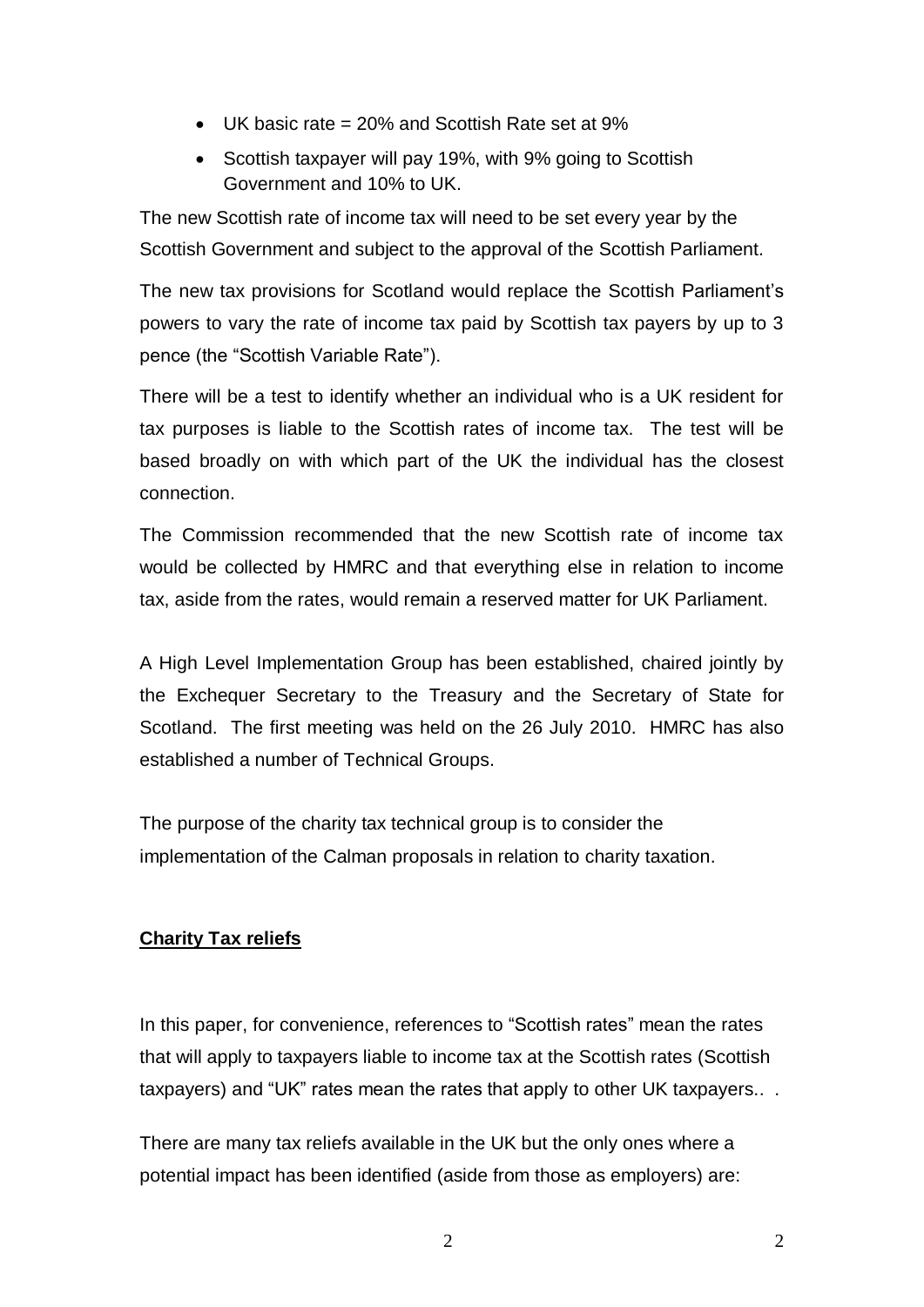- UK basic rate = 20% and Scottish Rate set at 9%
- Scottish taxpayer will pay 19%, with 9% going to Scottish Government and 10% to UK.

The new Scottish rate of income tax will need to be set every year by the Scottish Government and subject to the approval of the Scottish Parliament.

The new tax provisions for Scotland would replace the Scottish Parliament's powers to vary the rate of income tax paid by Scottish tax payers by up to 3 pence (the "Scottish Variable Rate").

There will be a test to identify whether an individual who is a UK resident for tax purposes is liable to the Scottish rates of income tax. The test will be based broadly on with which part of the UK the individual has the closest connection.

The Commission recommended that the new Scottish rate of income tax would be collected by HMRC and that everything else in relation to income tax, aside from the rates, would remain a reserved matter for UK Parliament.

A High Level Implementation Group has been established, chaired jointly by the Exchequer Secretary to the Treasury and the Secretary of State for Scotland. The first meeting was held on the 26 July 2010. HMRC has also established a number of Technical Groups.

The purpose of the charity tax technical group is to consider the implementation of the Calman proposals in relation to charity taxation.

## Charity Tax reliefs

In this paper, for convenience, references to "Scottish rates" mean the rates that will apply to taxpayers liable to income tax at the Scottish rates (Scottish taxpayers) and "UK" rates mean the rates that apply to other UK taxpayers.. .

There are many tax reliefs available in the UK but the only ones where a potential impact has been identified (aside from those as employers) are: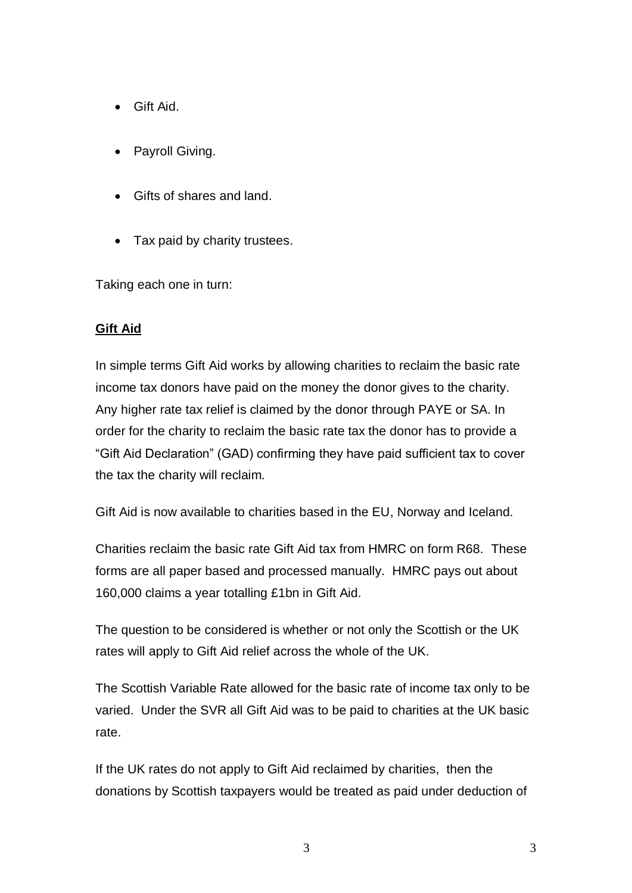- Gift Aid.
- Payroll Giving.
- Gifts of shares and land.
- Tax paid by charity trustees.

Taking each one in turn:

**<u>Gift Aid</u>**

In simple terms Gift Aid works by allowing charities to reclaim the basic rate income tax donors have paid on the money the donor gives to the charity. Any higher rate tax relief is claimed by the donor through PAYE or SA. In order for the charity to reclaim the basic rate tax the donor has to provide a "Gift Aid Declaration" (GAD) confirming they have paid sufficient tax to cover the tax the charity will reclaim.

Gift Aid is now available to charities based in the EU, Norway and Iceland.

Charities reclaim the basic rate Gift Aid tax from HMRC on form R68. These forms are all paper based and processed manually. HMRC pays out about 160,000 claims a year totalling £1bn in Gift Aid.

The question to be considered is whether or not only the Scottish or the UK rates will apply to Gift Aid relief across the whole of the UK.

The Scottish Variable Rate allowed for the basic rate of income tax only to be varied. Under the SVR all Gift Aid was to be paid to charities at the UK basic rate.

If the UK rates do not apply to Gift Aid reclaimed by charities, then the donations by Scottish taxpayers would be treated as paid under deduction of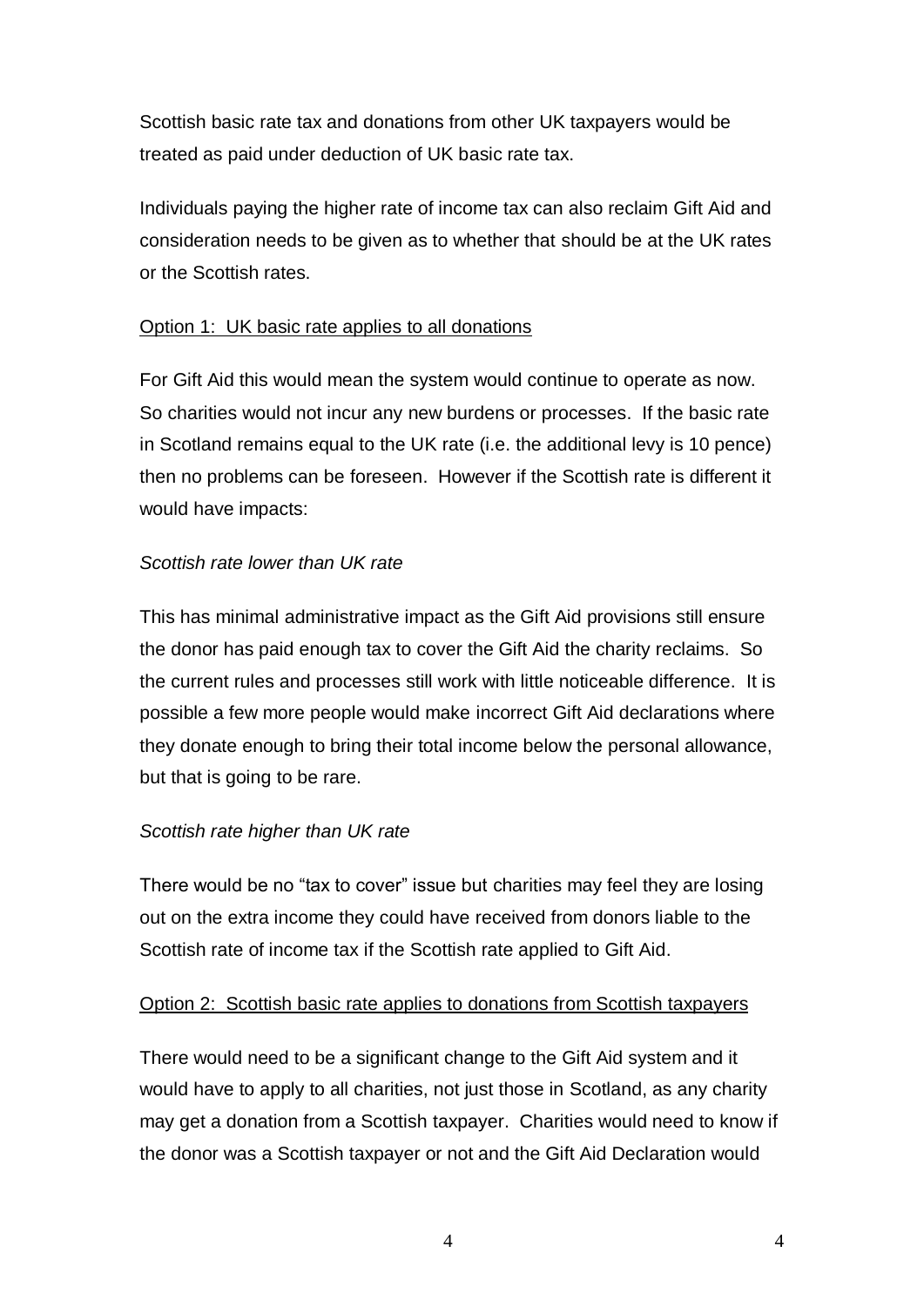Scottish basic rate tax and donations from other UK taxpayers would be treated as paid under deduction of UK basic rate tax.

Individuals paying the higher rate of income tax can also reclaim Gift Aid and consideration needs to be given as to whether that should be at the UK rates or the Scottish rates.

<u>Option 1: UK basic rate applies to all donations</u>

For Gift Aid this would mean the system would continue to operate as now. So charities would not incur any new burdens or processes. If the basic rate in Scotland remains equal to the UK rate (i.e. the additional levy is 10 pence) then no problems can be foreseen. However if the Scottish rate is different it would have impacts:

*Scottish rate lower than UK rate*

This has minimal administrative impact as the Gift Aid provisions still ensure the donor has paid enough tax to cover the Gift Aid the charity reclaims. So the current rules and processes still work with little noticeable difference. It is possible a few more people would make incorrect Gift Aid declarations where they donate enough to bring their total income below the personal allowance, but that is going to be rare.

*Scottish rate higher than UK rate*

There would be no "tax to cover" issue but charities may feel they are losing out on the extra income they could have received from donors liable to the Scottish rate of income tax if the Scottish rate applied to Gift Aid.

<u>Option 2: Scottish basic rate applies to donations from Scottish taxpayers</u>

There would need to be a significant change to the Gift Aid system and it would have to apply to all charities, not just those in Scotland, as any charity may get a donation from a Scottish taxpayer. Charities would need to know if the donor was a Scottish taxpayer or not and the Gift Aid Declaration would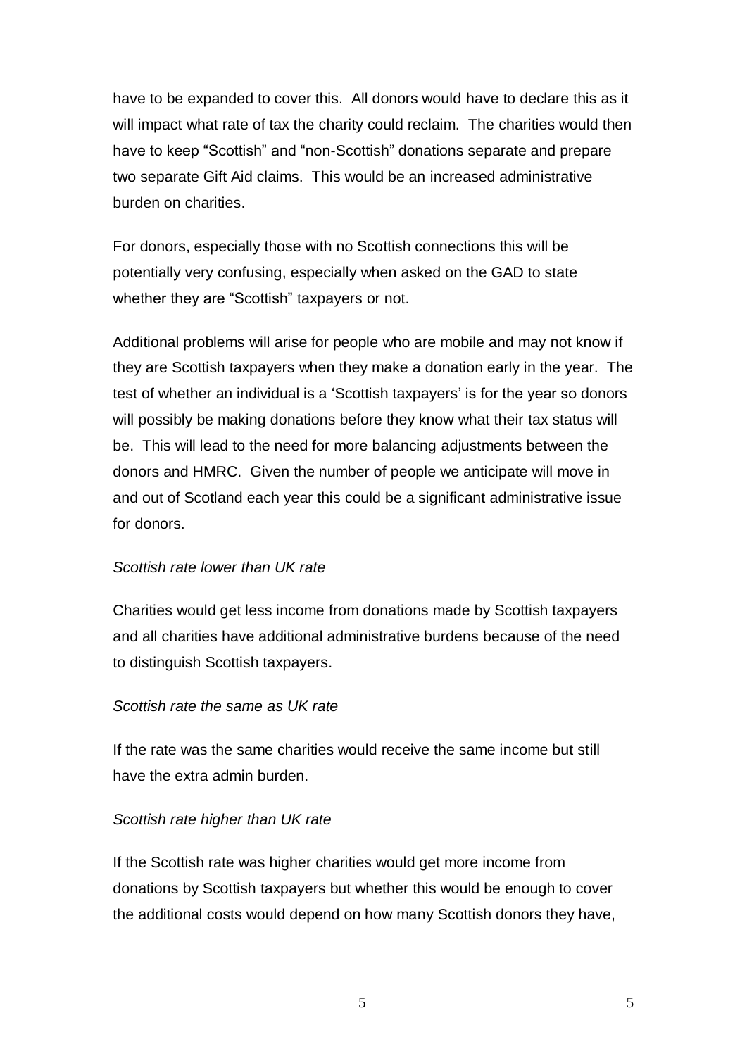have to be expanded to cover this. All donors would have to declare this as it will impact what rate of tax the charity could reclaim. The charities would then have to keep "Scottish" and "non-Scottish" donations separate and prepare two separate Gift Aid claims. This would be an increased administrative burden on charities.

For donors, especially those with no Scottish connections this will be potentially very confusing, especially when asked on the GAD to state whether they are "Scottish" taxpayers or not.

Additional problems will arise for people who are mobile and may not know if they are Scottish taxpayers when they make a donation early in the year. The test of whether an individual is a 'Scottish taxpayers' is for the year so donors will possibly be making donations before they know what their tax status will be. This will lead to the need for more balancing adjustments between the donors and HMRC. Given the number of people we anticipate will move in and out of Scotland each year this could be a significant administrative issue for donors.

*Scottish rate lower than UK rate*

Charities would get less income from donations made by Scottish taxpayers and all charities have additional administrative burdens because of the need to distinguish Scottish taxpayers.

*Scottish rate the same as UK rate*

If the rate was the same charities would receive the same income but still have the extra admin burden.

*Scottish rate higher than UK rate*

If the Scottish rate was higher charities would get more income from donations by Scottish taxpayers but whether this would be enough to cover the additional costs would depend on how many Scottish donors they have,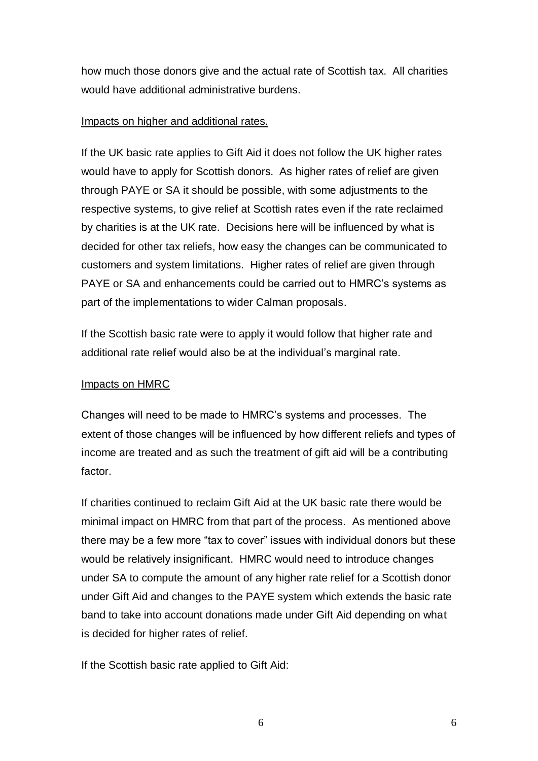how much those donors give and the actual rate of Scottish tax. All charities would have additional administrative burdens.

Impacts on higher and additional rates.

If the UK basic rate applies to Gift Aid it does not follow the UK higher rates would have to apply for Scottish donors. As higher rates of relief are given through PAYE or SA it should be possible, with some adjustments to the respective systems, to give relief at Scottish rates even if the rate reclaimed by charities is at the UK rate. Decisions here will be influenced by what is decided for other tax reliefs, how easy the changes can be communicated to customers and system limitations. Higher rates of relief are given through PAYE or SA and enhancements could be carried out to HMRC's systems as part of the implementations to wider Calman proposals.

If the Scottish basic rate were to apply it would follow that higher rate and additional rate relief would also be at the individual's marginal rate.

Impacts on HMRC

Changes will need to be made to HMRC's systems and processes. The extent of those changes will be influenced by how different reliefs and types of income are treated and as such the treatment of gift aid will be a contributing factor.

If charities continued to reclaim Gift Aid at the UK basic rate there would be minimal impact on HMRC from that part of the process. As mentioned above there may be a few more "tax to cover" issues with individual donors but these would be relatively insignificant. HMRC would need to introduce changes under SA to compute the amount of any higher rate relief for a Scottish donor under Gift Aid and changes to the PAYE system which extends the basic rate band to take into account donations made under Gift Aid depending on what is decided for higher rates of relief.

If the Scottish basic rate applied to Gift Aid: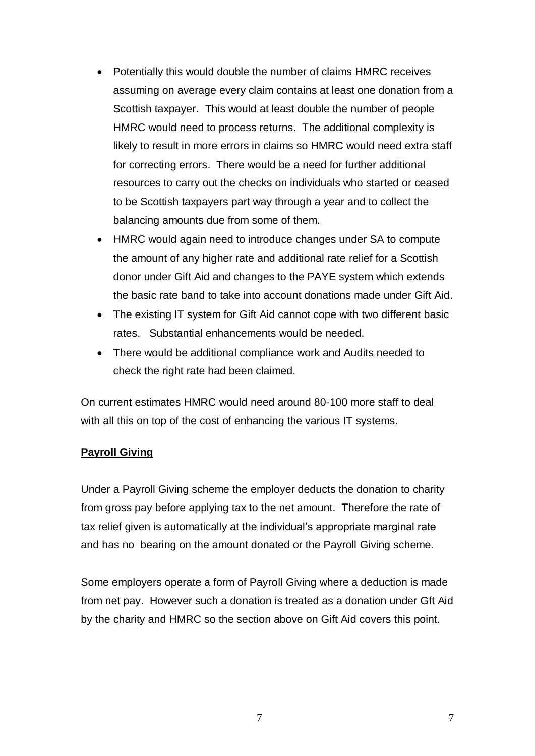- Potentially this would double the number of claims HMRC receives assuming on average every claim contains at least one donation from a Scottish taxpayer. This would at least double the number of people HMRC would need to process returns. The additional complexity is likely to result in more errors in claims so HMRC would need extra staff for correcting errors. There would be a need for further additional resources to carry out the checks on individuals who started or ceased to be Scottish taxpayers part way through a year and to collect the balancing amounts due from some of them.
- HMRC would again need to introduce changes under SA to compute the amount of any higher rate and additional rate relief for a Scottish donor under Gift Aid and changes to the PAYE system which extends the basic rate band to take into account donations made under Gift Aid.
- The existing IT system for Gift Aid cannot cope with two different basic rates. Substantial enhancements would be needed.
- There would be additional compliance work and Audits needed to check the right rate had been claimed.

On current estimates HMRC would need around 80-100 more staff to deal with all this on top of the cost of enhancing the various IT systems.

**Payroll Giving**

Under a Payroll Giving scheme the employer deducts the donation to charity from gross pay before applying tax to the net amount. Therefore the rate of tax relief given is automatically at the individual's appropriate marginal rate and has no bearing on the amount donated or the Payroll Giving scheme.

Some employers operate a form of Payroll Giving where a deduction is made from net pay. However such a donation is treated as a donation under Gft Aid by the charity and HMRC so the section above on Gift Aid covers this point.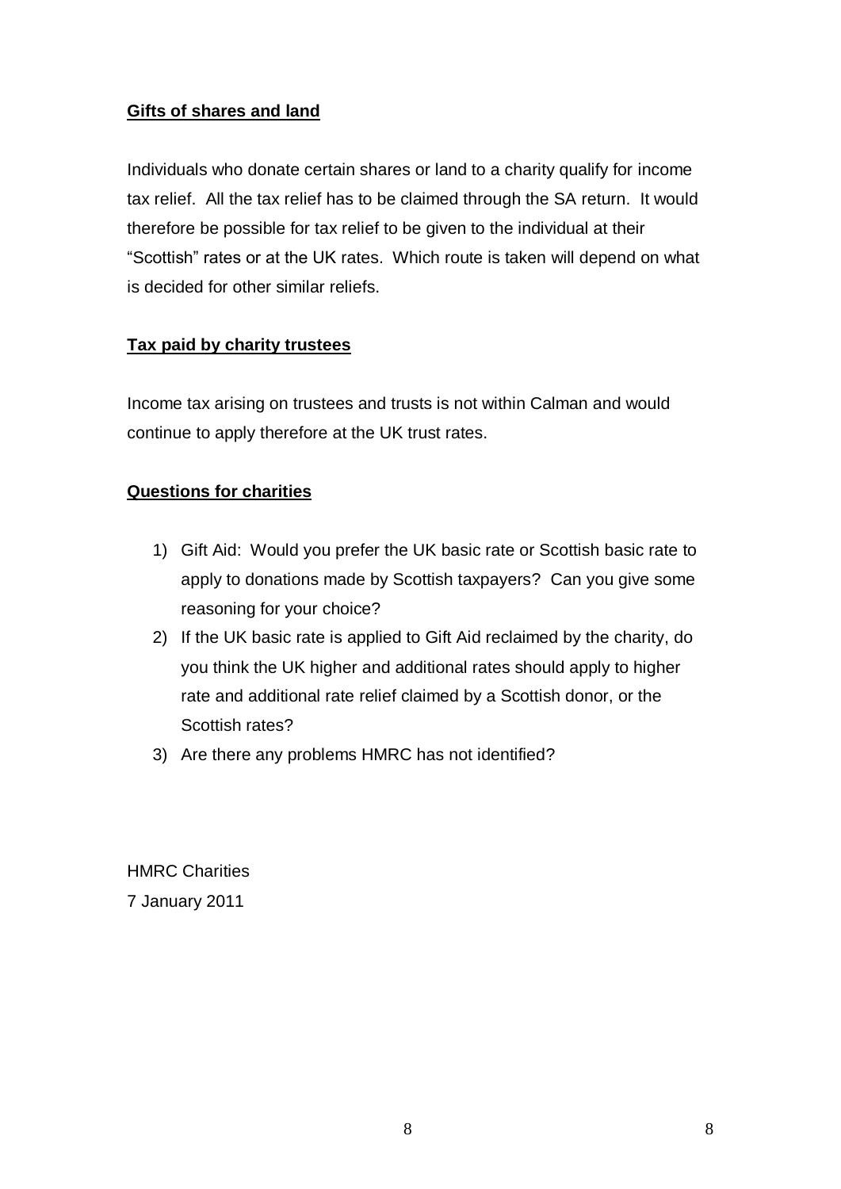**Gifts of shares and land**

Individuals who donate certain shares or land to a charity qualify for income tax relief. All the tax relief has to be claimed through the SA return. It would therefore be possible for tax relief to be given to the individual at their "Scottish" rates or at the UK rates. Which route is taken will depend on what is decided for other similar reliefs.

**Tax paid by charity trustees**

Income tax arising on trustees and trusts is not within Calman and would continue to apply therefore at the UK trust rates.

**Questions for charities**

1) Gift Aid: Would you prefer the UK basic rate or Scottish basic rate to apply to donations made by Scottish taxpayers? Can you give some reasoning for your choice?
2) If the UK basic rate is applied to Gift Aid reclaimed by the charity, do you think the UK higher and additional rates should apply to higher rate and additional rate relief claimed by a Scottish donor, or the Scottish rates?
3) Are there any problems HMRC has not identified?

HMRC Charities
7 January 2011